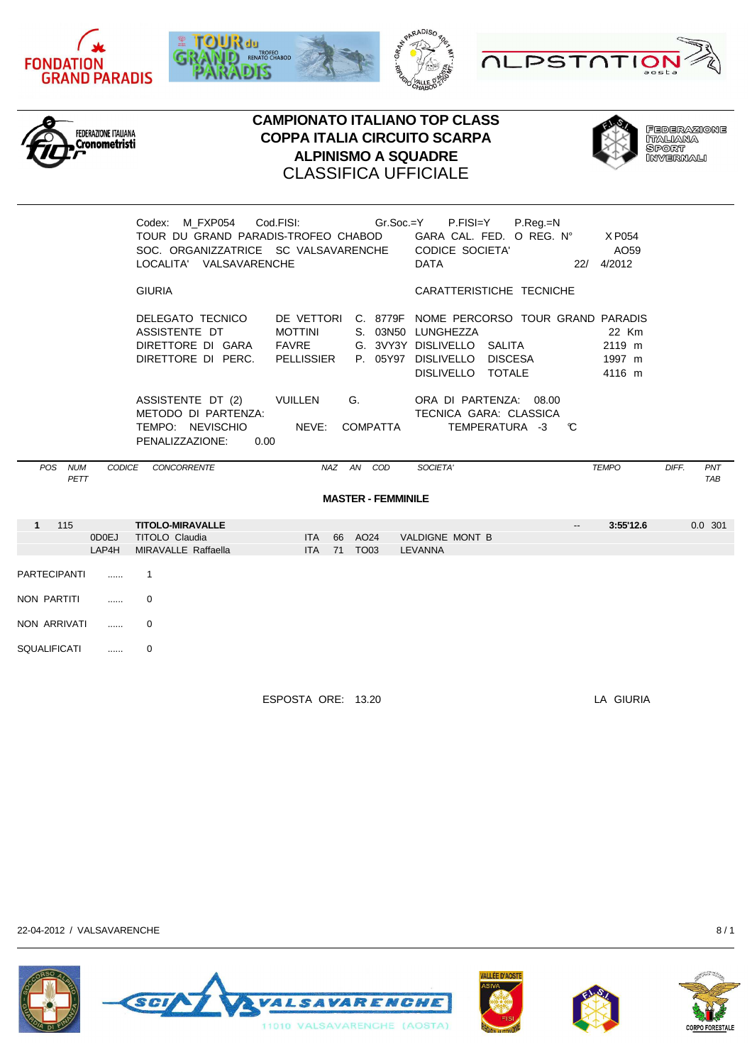FONDATION GRAND PARADIS

TOUR du GRAND PARADIS TROFEO RENATO CHABOD

ALPSTATION aosta

FEDERAZIONE ITALIANA Cronometristi

# CAMPIONATO ITALIANO TOP CLASS
# COPPA ITALIA CIRCUITO SCARPA
# ALPINISMO A SQUADRE
## CLASSIFICA UFFICIALE

FEDERAZIONE ITALIANA SPORT INVERNALI

Codex: M_FXP054 Cod.FISI: Gr.Soc.=Y P.FISI=Y P.Reg.=N

TOUR DU GRAND PARADIS-TROFEO CHABOD — GARA CAL. FED. O REG. N° X P054

SOC. ORGANIZZATRICE SC VALSAVARENCHE — CODICE SOCIETA' AO59

LOCALITA' VALSAVARENCHE — DATA 22/ 4/2012

| GIURIA | | | CARATTERISTICHE TECNICHE | |
|---|---|---|---|---|
| DELEGATO TECNICO | DE VETTORI | C. 8779F | NOME PERCORSO | TOUR GRAND PARADIS |
| ASSISTENTE DT | MOTTINI | S. 03N50 | LUNGHEZZA | 22 Km |
| DIRETTORE DI GARA | FAVRE | G. 3VY3Y | DISLIVELLO SALITA | 2119 m |
| DIRETTORE DI PERC. | PELLISSIER | P. 05Y97 | DISLIVELLO DISCESA | 1997 m |
| | | | DISLIVELLO TOTALE | 4116 m |

ASSISTENTE DT (2) VUILLEN G. — ORA DI PARTENZA: 08.00

METODO DI PARTENZA: — TECNICA GARA: CLASSICA

TEMPO: NEVISCHIO NEVE: COMPATTA — TEMPERATURA -3 °C

PENALIZZAZIONE: 0.00

### MASTER - FEMMINILE

| POS | NUM PETT | CODICE | CONCORRENTE | NAZ | AN | COD | SOCIETA' | | TEMPO | DIFF. | PNT TAB |
|---|---|---|---|---|---|---|---|---|---|---|---|
| 1 | 115 | | **TITOLO-MIRAVALLE** | | | | | -- | **3:55'12.6** | | 0.0 301 |
| | | 0D0EJ | TITOLO Claudia | ITA | 66 | AO24 | VALDIGNE MONT B | | | | |
| | | LAP4H | MIRAVALLE Raffaella | ITA | 71 | TO03 | LEVANNA | | | | |

PARTECIPANTI ...... 1

NON PARTITI ...... 0

NON ARRIVATI ...... 0

SQUALIFICATI ...... 0

ESPOSTA ORE: 13.20 — LA GIURIA

22-04-2012 / VALSAVARENCHE

SCI VALSAVARENCHE 11010 VALSAVARENCHE (AOSTA)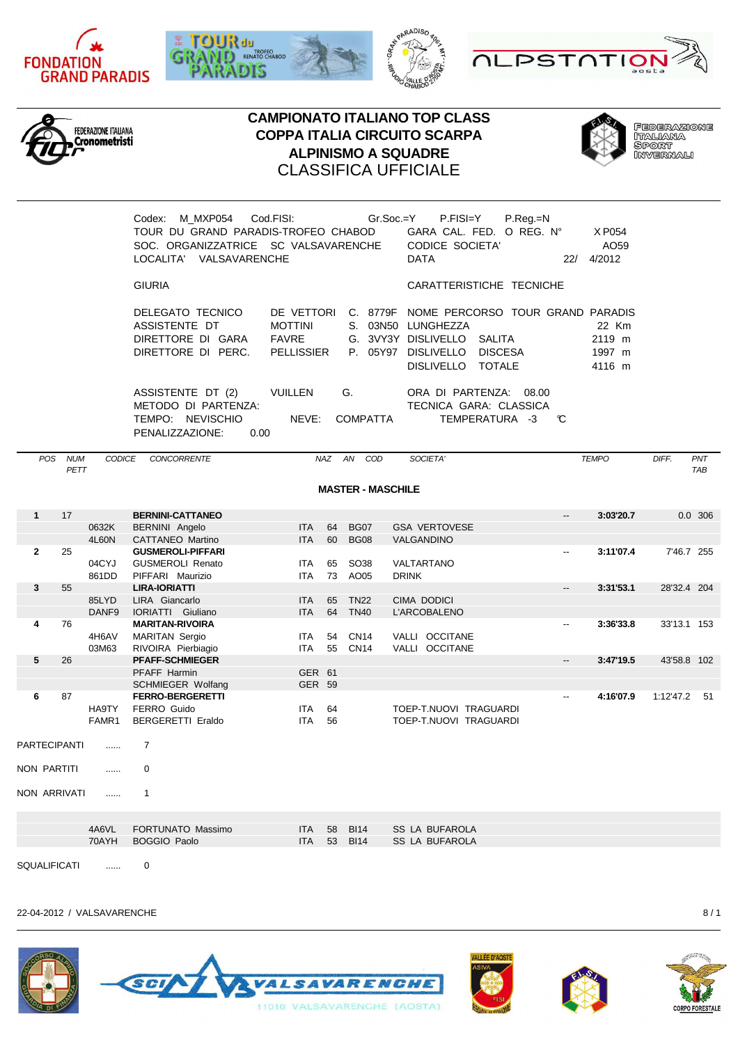# CAMPIONATO ITALIANO TOP CLASS
# COPPA ITALIA CIRCUITO SCARPA
# ALPINISMO A SQUADRE
## CLASSIFICA UFFICIALE

Codex: M_MXP054 Cod.FISI: Gr.Soc.=Y P.FISI=Y P.Reg.=N

TOUR DU GRAND PARADIS-TROFEO CHABOD — GARA CAL. FED. O REG. N° X P054

SOC. ORGANIZZATRICE SC VALSAVARENCHE — CODICE SOCIETA' AO59

LOCALITA' VALSAVARENCHE — DATA 22/ 4/2012

**GIURIA**

| | | |
|---|---|---|
| DELEGATO TECNICO | DE VETTORI C. | 8779F |
| ASSISTENTE DT | MOTTINI S. | 03N50 |
| DIRETTORE DI GARA | FAVRE G. | 3VY3Y |
| DIRETTORE DI PERC. | PELLISSIER P. | 05Y97 |
| ASSISTENTE DT (2) | VUILLEN G. | |

METODO DI PARTENZA:

TEMPO: NEVISCHIO — NEVE: COMPATTA

PENALIZZAZIONE: 0.00

**CARATTERISTICHE TECNICHE**

| | |
|---|---|
| NOME PERCORSO | TOUR GRAND PARADIS |
| LUNGHEZZA | 22 Km |
| DISLIVELLO SALITA | 2119 m |
| DISLIVELLO DISCESA | 1997 m |
| DISLIVELLO TOTALE | 4116 m |

ORA DI PARTENZA: 08.00

TECNICA GARA: CLASSICA

TEMPERATURA -3 °C

### MASTER - MASCHILE

| POS | NUM PETT | CODICE | CONCORRENTE | NAZ | AN | COD | SOCIETA' | | TEMPO | DIFF. | PNT TAB |
|---|---|---|---|---|---|---|---|---|---|---|---|
| 1 | 17 | | **BERNINI-CATTANEO** | | | | | -- | **3:03'20.7** | 0.0 | 306 |
| | | 0632K | BERNINI Angelo | ITA | 64 | BG07 | GSA VERTOVESE | | | | |
| | | 4L60N | CATTANEO Martino | ITA | 60 | BG08 | VALGANDINO | | | | |
| 2 | 25 | | **GUSMEROLI-PIFFARI** | | | | | -- | **3:11'07.4** | 7'46.7 | 255 |
| | | 04CYJ | GUSMEROLI Renato | ITA | 65 | SO38 | VALTARTANO | | | | |
| | | 861DD | PIFFARI Maurizio | ITA | 73 | AO05 | DRINK | | | | |
| 3 | 55 | | **LIRA-IORIATTI** | | | | | -- | **3:31'53.1** | 28'32.4 | 204 |
| | | 85LYD | LIRA Giancarlo | ITA | 65 | TN22 | CIMA DODICI | | | | |
| | | DANF9 | IORIATTI Giuliano | ITA | 64 | TN40 | L'ARCOBALENO | | | | |
| 4 | 76 | | **MARITAN-RIVOIRA** | | | | | -- | **3:36'33.8** | 33'13.1 | 153 |
| | | 4H6AV | MARITAN Sergio | ITA | 54 | CN14 | VALLI OCCITANE | | | | |
| | | 03M63 | RIVOIRA Pierbiagio | ITA | 55 | CN14 | VALLI OCCITANE | | | | |
| 5 | 26 | | **PFAFF-SCHMIEGER** | | | | | -- | **3:47'19.5** | 43'58.8 | 102 |
| | | | PFAFF Harmin | GER | 61 | | | | | | |
| | | | SCHMIEGER Wolfang | GER | 59 | | | | | | |
| 6 | 87 | | **FERRO-BERGERETTI** | | | | | -- | **4:16'07.9** | 1:12'47.2 | 51 |
| | | HA9TY | FERRO Guido | ITA | 64 | | TOEP-T.NUOVI TRAGUARDI | | | | |
| | | FAMR1 | BERGERETTI Eraldo | ITA | 56 | | TOEP-T.NUOVI TRAGUARDI | | | | |

PARTECIPANTI ...... 7

NON PARTITI ...... 0

NON ARRIVATI ...... 1

| CODICE | CONCORRENTE | NAZ | AN | COD | SOCIETA' |
|---|---|---|---|---|---|
| 4A6VL | FORTUNATO Massimo | ITA | 58 | BI14 | SS LA BUFAROLA |
| 70AYH | BOGGIO Paolo | ITA | 53 | BI14 | SS LA BUFAROLA |

SQUALIFICATI ...... 0

22-04-2012 / VALSAVARENCHE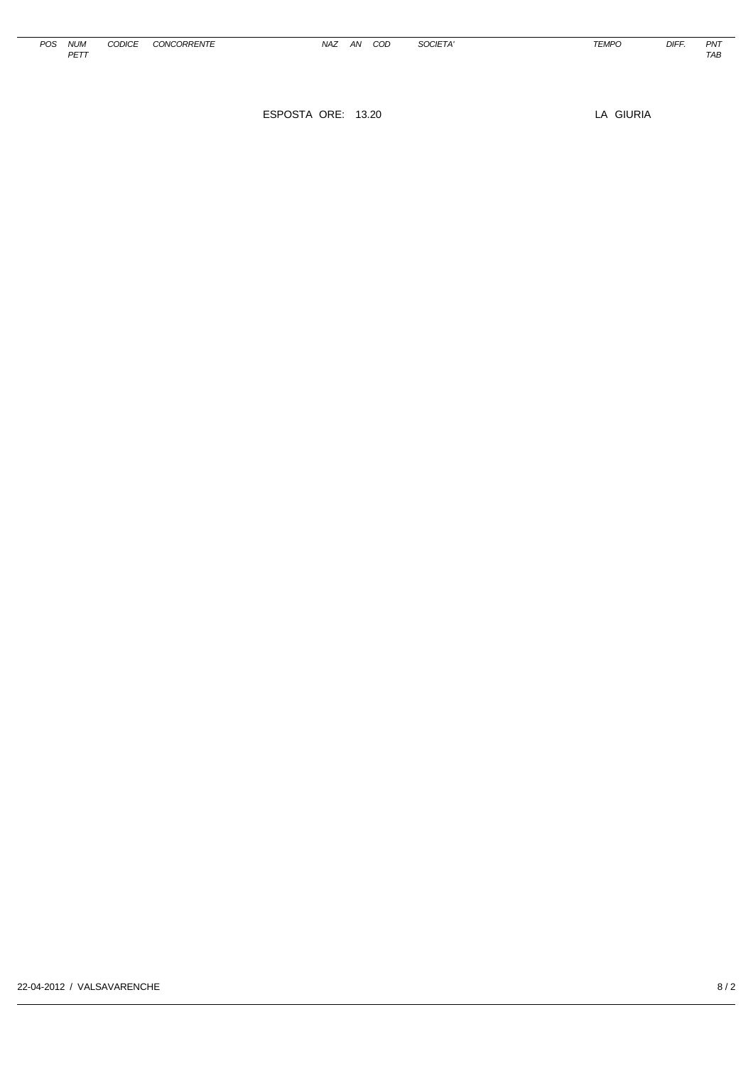| POS | NUM PETT | CODICE | CONCORRENTE | NAZ | AN | COD | SOCIETA' | TEMPO | DIFF. | PNT TAB |
|---|---|---|---|---|---|---|---|---|---|---|

ESPOSTA ORE: 13.20

LA GIURIA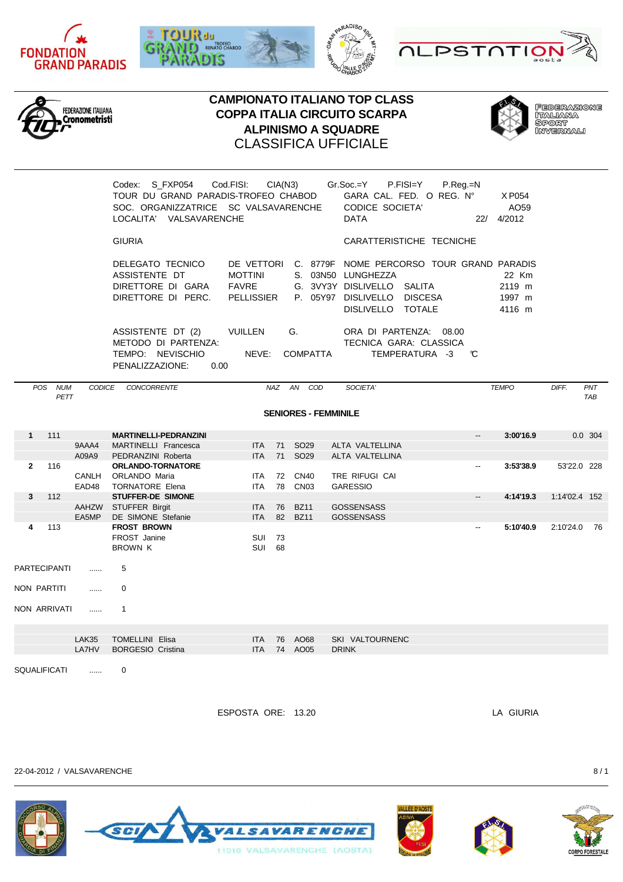# CAMPIONATO ITALIANO TOP CLASS
# COPPA ITALIA CIRCUITO SCARPA
# ALPINISMO A SQUADRE
## CLASSIFICA UFFICIALE

Codex: S_FXP054 Cod.FISI: CIA(N3) Gr.Soc.=Y P.FISI=Y P.Reg.=N
TOUR DU GRAND PARADIS-TROFEO CHABOD GARA CAL. FED. O REG. N° X P054
SOC. ORGANIZZATRICE SC VALSAVARENCHE CODICE SOCIETA' AO59
LOCALITA' VALSAVARENCHE DATA 22/ 4/2012

GIURIA CARATTERISTICHE TECNICHE

DELEGATO TECNICO DE VETTORI C. 8779F NOME PERCORSO TOUR GRAND PARADIS
ASSISTENTE DT MOTTINI S. 03N50 LUNGHEZZA 22 Km
DIRETTORE DI GARA FAVRE G. 3VY3Y DISLIVELLO SALITA 2119 m
DIRETTORE DI PERC. PELLISSIER P. 05Y97 DISLIVELLO DISCESA 1997 m
DISLIVELLO TOTALE 4116 m

ASSISTENTE DT (2) VUILLEN G. ORA DI PARTENZA: 08.00
METODO DI PARTENZA: TECNICA GARA: CLASSICA
TEMPO: NEVISCHIO NEVE: COMPATTA TEMPERATURA -3 °C
PENALIZZAZIONE: 0.00

**SENIORES - FEMMINILE**

| POS | NUM PETT | CODICE | CONCORRENTE | NAZ | AN | COD | SOCIETA' | | TEMPO | DIFF. | PNT TAB |
|---|---|---|---|---|---|---|---|---|---|---|---|
| 1 | 111 | | **MARTINELLI-PEDRANZINI** | | | | | -- | **3:00'16.9** | 0.0 | 304 |
| | | 9AAA4 | MARTINELLI Francesca | ITA | 71 | SO29 | ALTA VALTELLINA | | | | |
| | | A09A9 | PEDRANZINI Roberta | ITA | 71 | SO29 | ALTA VALTELLINA | | | | |
| 2 | 116 | | **ORLANDO-TORNATORE** | | | | | -- | **3:53'38.9** | 53'22.0 | 228 |
| | | CANLH | ORLANDO Maria | ITA | 72 | CN40 | TRE RIFUGI CAI | | | | |
| | | EAD48 | TORNATORE Elena | ITA | 78 | CN03 | GARESSIO | | | | |
| 3 | 112 | | **STUFFER-DE SIMONE** | | | | | -- | **4:14'19.3** | 1:14'02.4 | 152 |
| | | AAHZW | STUFFER Birgit | ITA | 76 | BZ11 | GOSSENSASS | | | | |
| | | EA5MP | DE SIMONE Stefanie | ITA | 82 | BZ11 | GOSSENSASS | | | | |
| 4 | 113 | | **FROST BROWN** | | | | | -- | **5:10'40.9** | 2:10'24.0 | 76 |
| | | | FROST Janine | SUI | 73 | | | | | | |
| | | | BROWN K | SUI | 68 | | | | | | |

PARTECIPANTI ...... 5

NON PARTITI ...... 0

NON ARRIVATI ...... 1

| CODICE | CONCORRENTE | NAZ | AN | COD | SOCIETA' |
|---|---|---|---|---|---|
| LAK35 | TOMELLINI Elisa | ITA | 76 | AO68 | SKI VALTOURNENC |
| LA7HV | BORGESIO Cristina | ITA | 74 | AO05 | DRINK |

SQUALIFICATI ...... 0

ESPOSTA ORE: 13.20 LA GIURIA

22-04-2012 / VALSAVARENCHE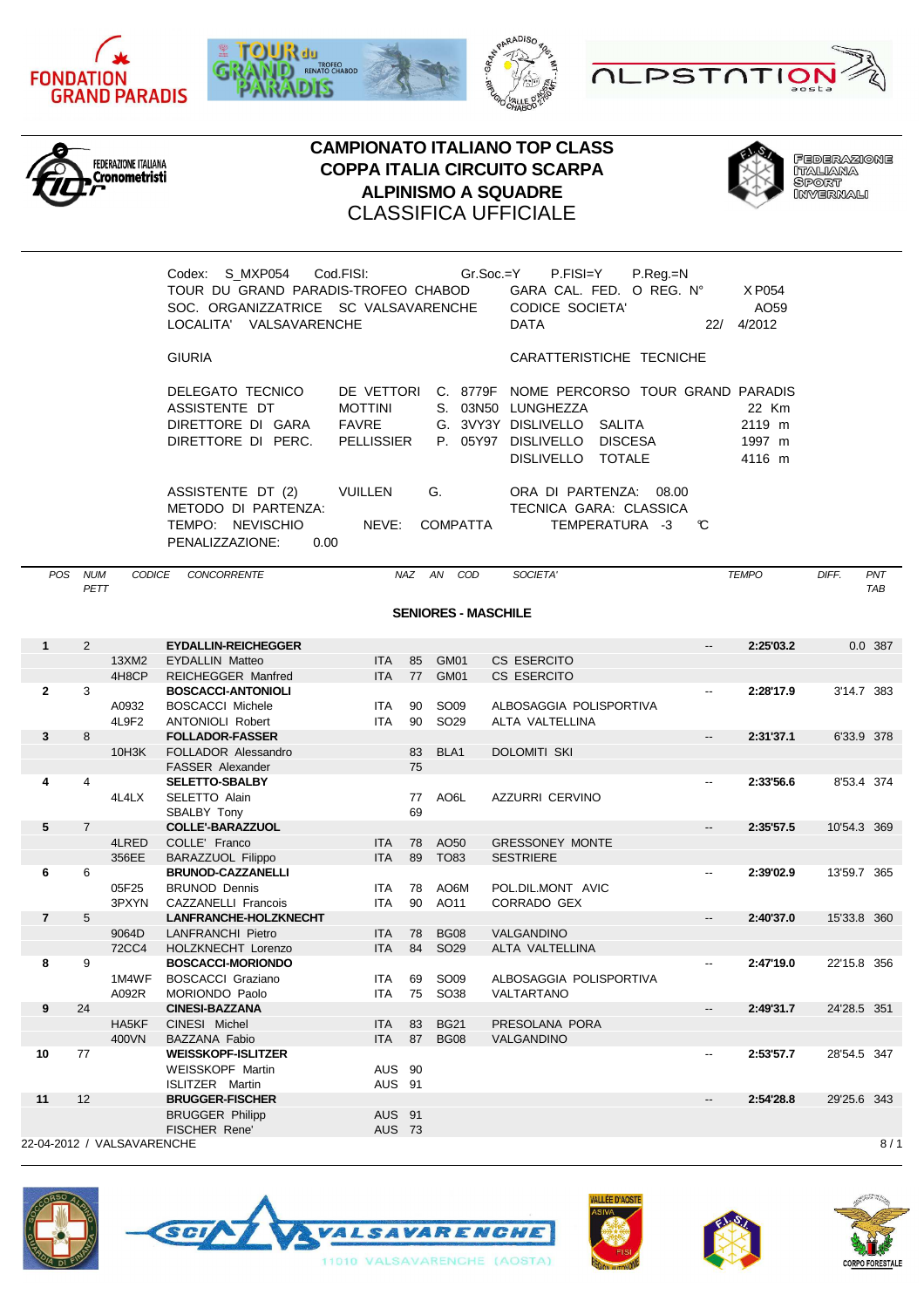# CAMPIONATO ITALIANO TOP CLASS
# COPPA ITALIA CIRCUITO SCARPA
# ALPINISMO A SQUADRE
## CLASSIFICA UFFICIALE

Codex: S_MXP054 Cod.FISI: Gr.Soc.=Y P.FISI=Y P.Reg.=N

TOUR DU GRAND PARADIS-TROFEO CHABOD — GARA CAL. FED. O REG. N° X P054

SOC. ORGANIZZATRICE SC VALSAVARENCHE — CODICE SOCIETA' AO59

LOCALITA' VALSAVARENCHE — DATA 22/ 4/2012

GIURIA — CARATTERISTICHE TECNICHE

| | | | | |
|---|---|---|---|---|
| DELEGATO TECNICO | DE VETTORI C. 8779F | NOME PERCORSO | TOUR GRAND PARADIS | |
| ASSISTENTE DT | MOTTINI S. 03N50 | LUNGHEZZA | | 22 Km |
| DIRETTORE DI GARA | FAVRE G. 3VY3Y | DISLIVELLO SALITA | | 2119 m |
| DIRETTORE DI PERC. | PELLISSIER P. 05Y97 | DISLIVELLO DISCESA | | 1997 m |
| | | DISLIVELLO TOTALE | | 4116 m |

ASSISTENTE DT (2) VUILLEN G. — ORA DI PARTENZA: 08.00

METODO DI PARTENZA: — TECNICA GARA: CLASSICA

TEMPO: NEVISCHIO NEVE: COMPATTA — TEMPERATURA -3 °C

PENALIZZAZIONE: 0.00

### SENIORES - MASCHILE

| POS | NUM PETT | CODICE | CONCORRENTE | NAZ | AN | COD | SOCIETA' | | TEMPO | DIFF. | PNT TAB |
|---|---|---|---|---|---|---|---|---|---|---|---|
| **1** | 2 | | **EYDALLIN-REICHEGGER** | | | | | -- | **2:25'03.2** | 0.0 | 387 |
| | | 13XM2 | EYDALLIN Matteo | ITA | 85 | GM01 | CS ESERCITO | | | | |
| | | 4H8CP | REICHEGGER Manfred | ITA | 77 | GM01 | CS ESERCITO | | | | |
| **2** | 3 | | **BOSCACCI-ANTONIOLI** | | | | | -- | **2:28'17.9** | 3'14.7 | 383 |
| | | A0932 | BOSCACCI Michele | ITA | 90 | SO09 | ALBOSAGGIA POLISPORTIVA | | | | |
| | | 4L9F2 | ANTONIOLI Robert | ITA | 90 | SO29 | ALTA VALTELLINA | | | | |
| **3** | 8 | | **FOLLADOR-FASSER** | | | | | -- | **2:31'37.1** | 6'33.9 | 378 |
| | | 10H3K | FOLLADOR Alessandro | | 83 | BLA1 | DOLOMITI SKI | | | | |
| | | | FASSER Alexander | | 75 | | | | | | |
| **4** | 4 | | **SELETTO-SBALBY** | | | | | -- | **2:33'56.6** | 8'53.4 | 374 |
| | | 4L4LX | SELETTO Alain | | 77 | AO6L | AZZURRI CERVINO | | | | |
| | | | SBALBY Tony | | 69 | | | | | | |
| **5** | 7 | | **COLLE'-BARAZZUOL** | | | | | -- | **2:35'57.5** | 10'54.3 | 369 |
| | | 4LRED | COLLE' Franco | ITA | 78 | AO50 | GRESSONEY MONTE | | | | |
| | | 356EE | BARAZZUOL Filippo | ITA | 89 | TO83 | SESTRIERE | | | | |
| **6** | 6 | | **BRUNOD-CAZZANELLI** | | | | | -- | **2:39'02.9** | 13'59.7 | 365 |
| | | 05F25 | BRUNOD Dennis | ITA | 78 | AO6M | POL.DIL.MONT AVIC | | | | |
| | | 3PXYN | CAZZANELLI Francois | ITA | 90 | AO11 | CORRADO GEX | | | | |
| **7** | 5 | | **LANFRANCHE-HOLZKNECHT** | | | | | -- | **2:40'37.0** | 15'33.8 | 360 |
| | | 9064D | LANFRANCHI Pietro | ITA | 78 | BG08 | VALGANDINO | | | | |
| | | 72CC4 | HOLZKNECHT Lorenzo | ITA | 84 | SO29 | ALTA VALTELLINA | | | | |
| **8** | 9 | | **BOSCACCI-MORIONDO** | | | | | -- | **2:47'19.0** | 22'15.8 | 356 |
| | | 1M4WF | BOSCACCI Graziano | ITA | 69 | SO09 | ALBOSAGGIA POLISPORTIVA | | | | |
| | | A092R | MORIONDO Paolo | ITA | 75 | SO38 | VALTARTANO | | | | |
| **9** | 24 | | **CINESI-BAZZANA** | | | | | -- | **2:49'31.7** | 24'28.5 | 351 |
| | | HA5KF | CINESI Michel | ITA | 83 | BG21 | PRESOLANA PORA | | | | |
| | | 400VN | BAZZANA Fabio | ITA | 87 | BG08 | VALGANDINO | | | | |
| **10** | 77 | | **WEISSKOPF-ISLITZER** | | | | | -- | **2:53'57.7** | 28'54.5 | 347 |
| | | | WEISSKOPF Martin | AUS | 90 | | | | | | |
| | | | ISLITZER Martin | AUS | 91 | | | | | | |
| **11** | 12 | | **BRUGGER-FISCHER** | | | | | -- | **2:54'28.8** | 29'25.6 | 343 |
| | | | BRUGGER Philipp | AUS | 91 | | | | | | |
| | | | FISCHER Rene' | AUS | 73 | | | | | | |

22-04-2012 / VALSAVARENCHE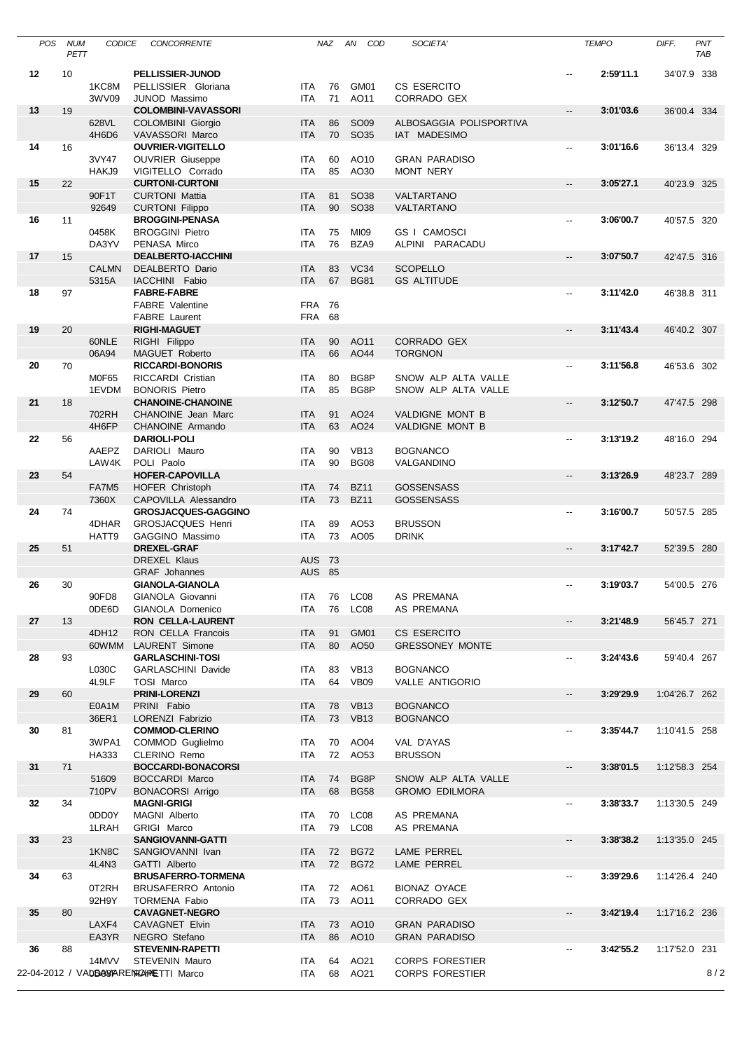| POS | NUM PETT | CODICE | CONCORRENTE | NAZ | AN | COD | SOCIETA' | | TEMPO | DIFF. | PNT TAB |
|---|---|---|---|---|---|---|---|---|---|---|---|
| **12** | 10 | | **PELLISSIER-JUNOD** | | | | | -- | **2:59'11.1** | 34'07.9 | 338 |
| | | 1KC8M | PELLISSIER Gloriana | ITA | 76 | GM01 | CS ESERCITO | | | | |
| | | 3WV09 | JUNOD Massimo | ITA | 71 | AO11 | CORRADO GEX | | | | |
| **13** | 19 | | **COLOMBINI-VAVASSORI** | | | | | -- | **3:01'03.6** | 36'00.4 | 334 |
| | | 628VL | COLOMBINI Giorgio | ITA | 86 | SO09 | ALBOSAGGIA POLISPORTIVA | | | | |
| | | 4H6D6 | VAVASSORI Marco | ITA | 70 | SO35 | IAT MADESIMO | | | | |
| **14** | 16 | | **OUVRIER-VIGITELLO** | | | | | -- | **3:01'16.6** | 36'13.4 | 329 |
| | | 3VY47 | OUVRIER Giuseppe | ITA | 60 | AO10 | GRAN PARADISO | | | | |
| | | HAKJ9 | VIGITELLO Corrado | ITA | 85 | AO30 | MONT NERY | | | | |
| **15** | 22 | | **CURTONI-CURTONI** | | | | | -- | **3:05'27.1** | 40'23.9 | 325 |
| | | 90F1T | CURTONI Mattia | ITA | 81 | SO38 | VALTARTANO | | | | |
| | | 92649 | CURTONI Filippo | ITA | 90 | SO38 | VALTARTANO | | | | |
| **16** | 11 | | **BROGGINI-PENASA** | | | | | -- | **3:06'00.7** | 40'57.5 | 320 |
| | | 0458K | BROGGINI Pietro | ITA | 75 | MI09 | GS I CAMOSCI | | | | |
| | | DA3YV | PENASA Mirco | ITA | 76 | BZA9 | ALPINI PARACADU | | | | |
| **17** | 15 | | **DEALBERTO-IACCHINI** | | | | | -- | **3:07'50.7** | 42'47.5 | 316 |
| | | CALMN | DEALBERTO Dario | ITA | 83 | VC34 | SCOPELLO | | | | |
| | | 5315A | IACCHINI Fabio | ITA | 67 | BG81 | GS ALTITUDE | | | | |
| **18** | 97 | | **FABRE-FABRE** | | | | | -- | **3:11'42.0** | 46'38.8 | 311 |
| | | | FABRE Valentine | FRA | 76 | | | | | | |
| | | | FABRE Laurent | FRA | 68 | | | | | | |
| **19** | 20 | | **RIGHI-MAGUET** | | | | | -- | **3:11'43.4** | 46'40.2 | 307 |
| | | 60NLE | RIGHI Filippo | ITA | 90 | AO11 | CORRADO GEX | | | | |
| | | 06A94 | MAGUET Roberto | ITA | 66 | AO44 | TORGNON | | | | |
| **20** | 70 | | **RICCARDI-BONORIS** | | | | | -- | **3:11'56.8** | 46'53.6 | 302 |
| | | M0F65 | RICCARDI Cristian | ITA | 80 | BG8P | SNOW ALP ALTA VALLE | | | | |
| | | 1EVDM | BONORIS Pietro | ITA | 85 | BG8P | SNOW ALP ALTA VALLE | | | | |
| **21** | 18 | | **CHANOINE-CHANOINE** | | | | | -- | **3:12'50.7** | 47'47.5 | 298 |
| | | 702RH | CHANOINE Jean Marc | ITA | 91 | AO24 | VALDIGNE MONT B | | | | |
| | | 4H6FP | CHANOINE Armando | ITA | 63 | AO24 | VALDIGNE MONT B | | | | |
| **22** | 56 | | **DARIOLI-POLI** | | | | | -- | **3:13'19.2** | 48'16.0 | 294 |
| | | AAEPZ | DARIOLI Mauro | ITA | 90 | VB13 | BOGNANCO | | | | |
| | | LAW4K | POLI Paolo | ITA | 90 | BG08 | VALGANDINO | | | | |
| **23** | 54 | | **HOFER-CAPOVILLA** | | | | | -- | **3:13'26.9** | 48'23.7 | 289 |
| | | FA7M5 | HOFER Christoph | ITA | 74 | BZ11 | GOSSENSASS | | | | |
| | | 7360X | CAPOVILLA Alessandro | ITA | 73 | BZ11 | GOSSENSASS | | | | |
| **24** | 74 | | **GROSJACQUES-GAGGINO** | | | | | -- | **3:16'00.7** | 50'57.5 | 285 |
| | | 4DHAR | GROSJACQUES Henri | ITA | 89 | AO53 | BRUSSON | | | | |
| | | HATT9 | GAGGINO Massimo | ITA | 73 | AO05 | DRINK | | | | |
| **25** | 51 | | **DREXEL-GRAF** | | | | | -- | **3:17'42.7** | 52'39.5 | 280 |
| | | | DREXEL Klaus | AUS | 73 | | | | | | |
| | | | GRAF Johannes | AUS | 85 | | | | | | |
| **26** | 30 | | **GIANOLA-GIANOLA** | | | | | -- | **3:19'03.7** | 54'00.5 | 276 |
| | | 90FD8 | GIANOLA Giovanni | ITA | 76 | LC08 | AS PREMANA | | | | |
| | | 0DE6D | GIANOLA Domenico | ITA | 76 | LC08 | AS PREMANA | | | | |
| **27** | 13 | | **RON CELLA-LAURENT** | | | | | -- | **3:21'48.9** | 56'45.7 | 271 |
| | | 4DH12 | RON CELLA Francois | ITA | 91 | GM01 | CS ESERCITO | | | | |
| | | 60WMM | LAURENT Simone | ITA | 80 | AO50 | GRESSONEY MONTE | | | | |
| **28** | 93 | | **GARLASCHINI-TOSI** | | | | | -- | **3:24'43.6** | 59'40.4 | 267 |
| | | L030C | GARLASCHINI Davide | ITA | 83 | VB13 | BOGNANCO | | | | |
| | | 4L9LF | TOSI Marco | ITA | 64 | VB09 | VALLE ANTIGORIO | | | | |
| **29** | 60 | | **PRINI-LORENZI** | | | | | -- | **3:29'29.9** | 1:04'26.7 | 262 |
| | | E0A1M | PRINI Fabio | ITA | 78 | VB13 | BOGNANCO | | | | |
| | | 36ER1 | LORENZI Fabrizio | ITA | 73 | VB13 | BOGNANCO | | | | |
| **30** | 81 | | **COMMOD-CLERINO** | | | | | -- | **3:35'44.7** | 1:10'41.5 | 258 |
| | | 3WPA1 | COMMOD Guglielmo | ITA | 70 | AO04 | VAL D'AYAS | | | | |
| | | HA333 | CLERINO Remo | ITA | 72 | AO53 | BRUSSON | | | | |
| **31** | 71 | | **BOCCARDI-BONACORSI** | | | | | -- | **3:38'01.5** | 1:12'58.3 | 254 |
| | | 51609 | BOCCARDI Marco | ITA | 74 | BG8P | SNOW ALP ALTA VALLE | | | | |
| | | 710PV | BONACORSI Arrigo | ITA | 68 | BG58 | GROMO EDILMORA | | | | |
| **32** | 34 | | **MAGNI-GRIGI** | | | | | -- | **3:38'33.7** | 1:13'30.5 | 249 |
| | | 0DD0Y | MAGNI Alberto | ITA | 70 | LC08 | AS PREMANA | | | | |
| | | 1LRAH | GRIGI Marco | ITA | 79 | LC08 | AS PREMANA | | | | |
| **33** | 23 | | **SANGIOVANNI-GATTI** | | | | | -- | **3:38'38.2** | 1:13'35.0 | 245 |
| | | 1KN8C | SANGIOVANNI Ivan | ITA | 72 | BG72 | LAME PERREL | | | | |
| | | 4L4N3 | GATTI Alberto | ITA | 72 | BG72 | LAME PERREL | | | | |
| **34** | 63 | | **BRUSAFERRO-TORMENA** | | | | | -- | **3:39'29.6** | 1:14'26.4 | 240 |
| | | 0T2RH | BRUSAFERRO Antonio | ITA | 72 | AO61 | BIONAZ OYACE | | | | |
| | | 92H9Y | TORMENA Fabio | ITA | 73 | AO11 | CORRADO GEX | | | | |
| **35** | 80 | | **CAVAGNET-NEGRO** | | | | | -- | **3:42'19.4** | 1:17'16.2 | 236 |
| | | LAXF4 | CAVAGNET Elvin | ITA | 73 | AO10 | GRAN PARADISO | | | | |
| | | EA3YR | NEGRO Stefano | ITA | 86 | AO10 | GRAN PARADISO | | | | |
| **36** | 88 | | **STEVENIN-RAPETTI** | | | | | -- | **3:42'55.2** | 1:17'52.0 | 231 |
| | | 14MVV | STEVENIN Mauro | ITA | 64 | AO21 | CORPS FORESTIER | | | | |
| | | | RAPETTI Marco | ITA | 68 | AO21 | CORPS FORESTIER | | | | |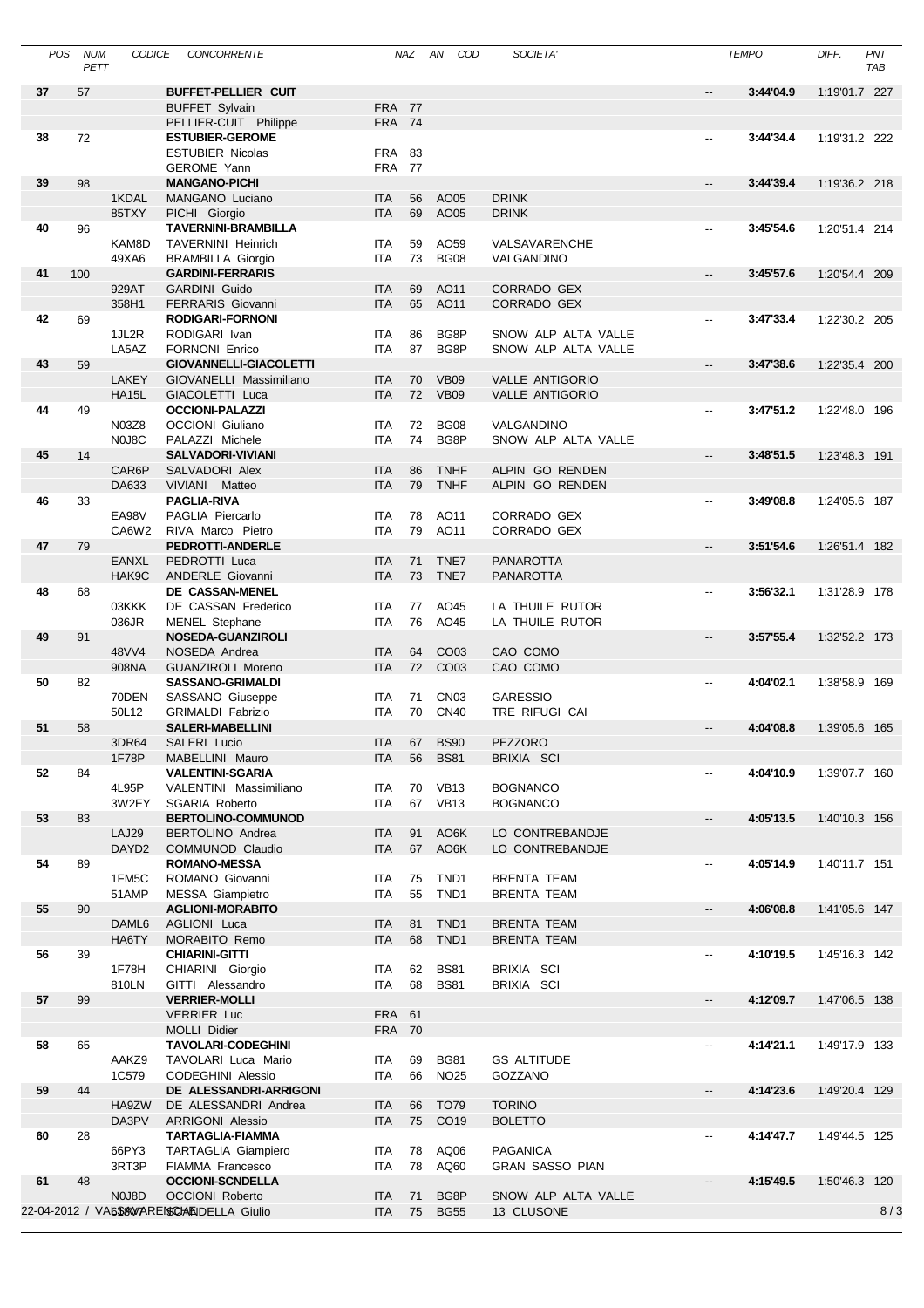| POS | NUM PETT | CODICE | CONCORRENTE | NAZ | AN | COD | SOCIETA' | | TEMPO | DIFF. | PNT TAB |
|---|---|---|---|---|---|---|---|---|---|---|---|
| 37 | 57 | | **BUFFET-PELLIER CUIT** | | | | | -- | **3:44'04.9** | 1:19'01.7 | 227 |
| | | | BUFFET Sylvain | FRA | 77 | | | | | | |
| | | | PELLIER-CUIT Philippe | FRA | 74 | | | | | | |
| 38 | 72 | | **ESTUBIER-GEROME** | | | | | -- | **3:44'34.4** | 1:19'31.2 | 222 |
| | | | ESTUBIER Nicolas | FRA | 83 | | | | | | |
| | | | GEROME Yann | FRA | 77 | | | | | | |
| 39 | 98 | | **MANGANO-PICHI** | | | | | -- | **3:44'39.4** | 1:19'36.2 | 218 |
| | | 1KDAL | MANGANO Luciano | ITA | 56 | AO05 | DRINK | | | | |
| | | 85TXY | PICHI Giorgio | ITA | 69 | AO05 | DRINK | | | | |
| 40 | 96 | | **TAVERNINI-BRAMBILLA** | | | | | -- | **3:45'54.6** | 1:20'51.4 | 214 |
| | | KAM8D | TAVERNINI Heinrich | ITA | 59 | AO59 | VALSAVARENCHE | | | | |
| | | 49XA6 | BRAMBILLA Giorgio | ITA | 73 | BG08 | VALGANDINO | | | | |
| 41 | 100 | | **GARDINI-FERRARIS** | | | | | -- | **3:45'57.6** | 1:20'54.4 | 209 |
| | | 929AT | GARDINI Guido | ITA | 69 | AO11 | CORRADO GEX | | | | |
| | | 358H1 | FERRARIS Giovanni | ITA | 65 | AO11 | CORRADO GEX | | | | |
| 42 | 69 | | **RODIGARI-FORNONI** | | | | | -- | **3:47'33.4** | 1:22'30.2 | 205 |
| | | 1JL2R | RODIGARI Ivan | ITA | 86 | BG8P | SNOW ALP ALTA VALLE | | | | |
| | | LA5AZ | FORNONI Enrico | ITA | 87 | BG8P | SNOW ALP ALTA VALLE | | | | |
| 43 | 59 | | **GIOVANNELLI-GIACOLETTI** | | | | | -- | **3:47'38.6** | 1:22'35.4 | 200 |
| | | LAKEY | GIOVANELLI Massimiliano | ITA | 70 | VB09 | VALLE ANTIGORIO | | | | |
| | | HA15L | GIACOLETTI Luca | ITA | 72 | VB09 | VALLE ANTIGORIO | | | | |
| 44 | 49 | | **OCCIONI-PALAZZI** | | | | | -- | **3:47'51.2** | 1:22'48.0 | 196 |
| | | N03Z8 | OCCIONI Giuliano | ITA | 72 | BG08 | VALGANDINO | | | | |
| | | N0J8C | PALAZZI Michele | ITA | 74 | BG8P | SNOW ALP ALTA VALLE | | | | |
| 45 | 14 | | **SALVADORI-VIVIANI** | | | | | -- | **3:48'51.5** | 1:23'48.3 | 191 |
| | | CAR6P | SALVADORI Alex | ITA | 86 | TNHF | ALPIN GO RENDEN | | | | |
| | | DA633 | VIVIANI Matteo | ITA | 79 | TNHF | ALPIN GO RENDEN | | | | |
| 46 | 33 | | **PAGLIA-RIVA** | | | | | -- | **3:49'08.8** | 1:24'05.6 | 187 |
| | | EA98V | PAGLIA Piercarlo | ITA | 78 | AO11 | CORRADO GEX | | | | |
| | | CA6W2 | RIVA Marco Pietro | ITA | 79 | AO11 | CORRADO GEX | | | | |
| 47 | 79 | | **PEDROTTI-ANDERLE** | | | | | -- | **3:51'54.6** | 1:26'51.4 | 182 |
| | | EANXL | PEDROTTI Luca | ITA | 71 | TNE7 | PANAROTTA | | | | |
| | | HAK9C | ANDERLE Giovanni | ITA | 73 | TNE7 | PANAROTTA | | | | |
| 48 | 68 | | **DE CASSAN-MENEL** | | | | | -- | **3:56'32.1** | 1:31'28.9 | 178 |
| | | 03KKK | DE CASSAN Frederico | ITA | 77 | AO45 | LA THUILE RUTOR | | | | |
| | | 036JR | MENEL Stephane | ITA | 76 | AO45 | LA THUILE RUTOR | | | | |
| 49 | 91 | | **NOSEDA-GUANZIROLI** | | | | | -- | **3:57'55.4** | 1:32'52.2 | 173 |
| | | 48VV4 | NOSEDA Andrea | ITA | 64 | CO03 | CAO COMO | | | | |
| | | 908NA | GUANZIROLI Moreno | ITA | 72 | CO03 | CAO COMO | | | | |
| 50 | 82 | | **SASSANO-GRIMALDI** | | | | | -- | **4:04'02.1** | 1:38'58.9 | 169 |
| | | 70DEN | SASSANO Giuseppe | ITA | 71 | CN03 | GARESSIO | | | | |
| | | 50L12 | GRIMALDI Fabrizio | ITA | 70 | CN40 | TRE RIFUGI CAI | | | | |
| 51 | 58 | | **SALERI-MABELLINI** | | | | | -- | **4:04'08.8** | 1:39'05.6 | 165 |
| | | 3DR64 | SALERI Lucio | ITA | 67 | BS90 | PEZZORO | | | | |
| | | 1F78P | MABELLINI Mauro | ITA | 56 | BS81 | BRIXIA SCI | | | | |
| 52 | 84 | | **VALENTINI-SGARIA** | | | | | -- | **4:04'10.9** | 1:39'07.7 | 160 |
| | | 4L95P | VALENTINI Massimiliano | ITA | 70 | VB13 | BOGNANCO | | | | |
| | | 3W2EY | SGARIA Roberto | ITA | 67 | VB13 | BOGNANCO | | | | |
| 53 | 83 | | **BERTOLINO-COMMUNOD** | | | | | -- | **4:05'13.5** | 1:40'10.3 | 156 |
| | | LAJ29 | BERTOLINO Andrea | ITA | 91 | AO6K | LO CONTREBANDJE | | | | |
| | | DAYD2 | COMMUNOD Claudio | ITA | 67 | AO6K | LO CONTREBANDJE | | | | |
| 54 | 89 | | **ROMANO-MESSA** | | | | | -- | **4:05'14.9** | 1:40'11.7 | 151 |
| | | 1FM5C | ROMANO Giovanni | ITA | 75 | TND1 | BRENTA TEAM | | | | |
| | | 51AMP | MESSA Giampietro | ITA | 55 | TND1 | BRENTA TEAM | | | | |
| 55 | 90 | | **AGLIONI-MORABITO** | | | | | -- | **4:06'08.8** | 1:41'05.6 | 147 |
| | | DAML6 | AGLIONI Luca | ITA | 81 | TND1 | BRENTA TEAM | | | | |
| | | HA6TY | MORABITO Remo | ITA | 68 | TND1 | BRENTA TEAM | | | | |
| 56 | 39 | | **CHIARINI-GITTI** | | | | | -- | **4:10'19.5** | 1:45'16.3 | 142 |
| | | 1F78H | CHIARINI Giorgio | ITA | 62 | BS81 | BRIXIA SCI | | | | |
| | | 810LN | GITTI Alessandro | ITA | 68 | BS81 | BRIXIA SCI | | | | |
| 57 | 99 | | **VERRIER-MOLLI** | | | | | -- | **4:12'09.7** | 1:47'06.5 | 138 |
| | | | VERRIER Luc | FRA | 61 | | | | | | |
| | | | MOLLI Didier | FRA | 70 | | | | | | |
| 58 | 65 | | **TAVOLARI-CODEGHINI** | | | | | -- | **4:14'21.1** | 1:49'17.9 | 133 |
| | | AAKZ9 | TAVOLARI Luca Mario | ITA | 69 | BG81 | GS ALTITUDE | | | | |
| | | 1C579 | CODEGHINI Alessio | ITA | 66 | NO25 | GOZZANO | | | | |
| 59 | 44 | | **DE ALESSANDRI-ARRIGONI** | | | | | -- | **4:14'23.6** | 1:49'20.4 | 129 |
| | | HA9ZW | DE ALESSANDRI Andrea | ITA | 66 | TO79 | TORINO | | | | |
| | | DA3PV | ARRIGONI Alessio | ITA | 75 | CO19 | BOLETTO | | | | |
| 60 | 28 | | **TARTAGLIA-FIAMMA** | | | | | -- | **4:14'47.7** | 1:49'44.5 | 125 |
| | | 66PY3 | TARTAGLIA Giampiero | ITA | 78 | AQ06 | PAGANICA | | | | |
| | | 3RT3P | FIAMMA Francesco | ITA | 78 | AQ60 | GRAN SASSO PIAN | | | | |
| 61 | 48 | | **OCCIONI-SCNDELLA** | | | | | -- | **4:15'49.5** | 1:50'46.3 | 120 |
| | | N0J8D | OCCIONI Roberto | ITA | 71 | BG8P | SNOW ALP ALTA VALLE | | | | |
| | | | SCANDELLA Giulio | ITA | 75 | BG55 | 13 CLUSONE | | | | |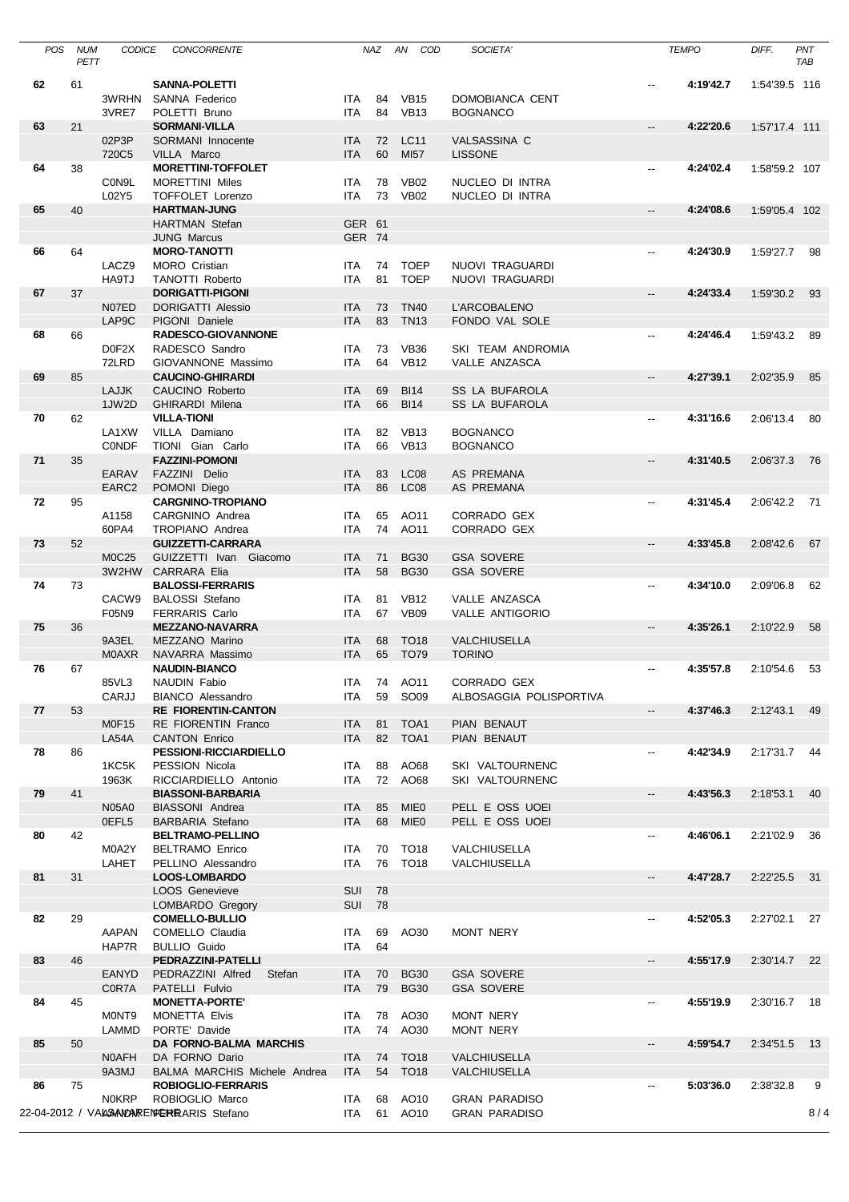| POS | NUM PETT | CODICE | CONCORRENTE | NAZ | AN | COD | SOCIETA' | | TEMPO | DIFF. | PNT TAB |
|---|---|---|---|---|---|---|---|---|---|---|---|
| 62 | 61 | | SANNA-POLETTI | | | | | -- | 4:19'42.7 | 1:54'39.5 | 116 |
| | | 3WRHN | SANNA Federico | ITA | 84 | VB15 | DOMOBIANCA CENT | | | | |
| | | 3VRE7 | POLETTI Bruno | ITA | 84 | VB13 | BOGNANCO | | | | |
| 63 | 21 | | SORMANI-VILLA | | | | | -- | 4:22'20.6 | 1:57'17.4 | 111 |
| | | 02P3P | SORMANI Innocente | ITA | 72 | LC11 | VALSASSINA C | | | | |
| | | 720C5 | VILLA Marco | ITA | 60 | MI57 | LISSONE | | | | |
| 64 | 38 | | MORETTINI-TOFFOLET | | | | | -- | 4:24'02.4 | 1:58'59.2 | 107 |
| | | C0N9L | MORETTINI Miles | ITA | 78 | VB02 | NUCLEO DI INTRA | | | | |
| | | L02Y5 | TOFFOLET Lorenzo | ITA | 73 | VB02 | NUCLEO DI INTRA | | | | |
| 65 | 40 | | HARTMAN-JUNG | | | | | -- | 4:24'08.6 | 1:59'05.4 | 102 |
| | | | HARTMAN Stefan | GER | 61 | | | | | | |
| | | | JUNG Marcus | GER | 74 | | | | | | |
| 66 | 64 | | MORO-TANOTTI | | | | | -- | 4:24'30.9 | 1:59'27.7 | 98 |
| | | LACZ9 | MORO Cristian | ITA | 74 | TOEP | NUOVI TRAGUARDI | | | | |
| | | HA9TJ | TANOTTI Roberto | ITA | 81 | TOEP | NUOVI TRAGUARDI | | | | |
| 67 | 37 | | DORIGATTI-PIGONI | | | | | -- | 4:24'33.4 | 1:59'30.2 | 93 |
| | | N07ED | DORIGATTI Alessio | ITA | 73 | TN40 | L'ARCOBALENO | | | | |
| | | LAP9C | PIGONI Daniele | ITA | 83 | TN13 | FONDO VAL SOLE | | | | |
| 68 | 66 | | RADESCO-GIOVANNONE | | | | | -- | 4:24'46.4 | 1:59'43.2 | 89 |
| | | D0F2X | RADESCO Sandro | ITA | 73 | VB36 | SKI TEAM ANDROMIA | | | | |
| | | 72LRD | GIOVANNONE Massimo | ITA | 64 | VB12 | VALLE ANZASCA | | | | |
| 69 | 85 | | CAUCINO-GHIRARDI | | | | | -- | 4:27'39.1 | 2:02'35.9 | 85 |
| | | LAJJK | CAUCINO Roberto | ITA | 69 | BI14 | SS LA BUFAROLA | | | | |
| | | 1JW2D | GHIRARDI Milena | ITA | 66 | BI14 | SS LA BUFAROLA | | | | |
| 70 | 62 | | VILLA-TIONI | | | | | -- | 4:31'16.6 | 2:06'13.4 | 80 |
| | | LA1XW | VILLA Damiano | ITA | 82 | VB13 | BOGNANCO | | | | |
| | | C0NDF | TIONI Gian Carlo | ITA | 66 | VB13 | BOGNANCO | | | | |
| 71 | 35 | | FAZZINI-POMONI | | | | | -- | 4:31'40.5 | 2:06'37.3 | 76 |
| | | EARAV | FAZZINI Delio | ITA | 83 | LC08 | AS PREMANA | | | | |
| | | EARC2 | POMONI Diego | ITA | 86 | LC08 | AS PREMANA | | | | |
| 72 | 95 | | CARGNINO-TROPIANO | | | | | -- | 4:31'45.4 | 2:06'42.2 | 71 |
| | | A1158 | CARGNINO Andrea | ITA | 65 | AO11 | CORRADO GEX | | | | |
| | | 60PA4 | TROPIANO Andrea | ITA | 74 | AO11 | CORRADO GEX | | | | |
| 73 | 52 | | GUIZZETTI-CARRARA | | | | | -- | 4:33'45.8 | 2:08'42.6 | 67 |
| | | M0C25 | GUIZZETTI Ivan Giacomo | ITA | 71 | BG30 | GSA SOVERE | | | | |
| | | 3W2HW | CARRARA Elia | ITA | 58 | BG30 | GSA SOVERE | | | | |
| 74 | 73 | | BALOSSI-FERRARIS | | | | | -- | 4:34'10.0 | 2:09'06.8 | 62 |
| | | CACW9 | BALOSSI Stefano | ITA | 81 | VB12 | VALLE ANZASCA | | | | |
| | | F05N9 | FERRARIS Carlo | ITA | 67 | VB09 | VALLE ANTIGORIO | | | | |
| 75 | 36 | | MEZZANO-NAVARRA | | | | | -- | 4:35'26.1 | 2:10'22.9 | 58 |
| | | 9A3EL | MEZZANO Marino | ITA | 68 | TO18 | VALCHIUSELLA | | | | |
| | | M0AXR | NAVARRA Massimo | ITA | 65 | TO79 | TORINO | | | | |
| 76 | 67 | | NAUDIN-BIANCO | | | | | -- | 4:35'57.8 | 2:10'54.6 | 53 |
| | | 85VL3 | NAUDIN Fabio | ITA | 74 | AO11 | CORRADO GEX | | | | |
| | | CARJJ | BIANCO Alessandro | ITA | 59 | SO09 | ALBOSAGGIA POLISPORTIVA | | | | |
| 77 | 53 | | RE FIORENTIN-CANTON | | | | | -- | 4:37'46.3 | 2:12'43.1 | 49 |
| | | M0F15 | RE FIORENTIN Franco | ITA | 81 | TOA1 | PIAN BENAUT | | | | |
| | | LA54A | CANTON Enrico | ITA | 82 | TOA1 | PIAN BENAUT | | | | |
| 78 | 86 | | PESSIONI-RICCIARDIELLO | | | | | -- | 4:42'34.9 | 2:17'31.7 | 44 |
| | | 1KC5K | PESSION Nicola | ITA | 88 | AO68 | SKI VALTOURNENC | | | | |
| | | 1963K | RICCIARDIELLO Antonio | ITA | 72 | AO68 | SKI VALTOURNENC | | | | |
| 79 | 41 | | BIASSONI-BARBARIA | | | | | -- | 4:43'56.3 | 2:18'53.1 | 40 |
| | | N05A0 | BIASSONI Andrea | ITA | 85 | MIE0 | PELL E OSS UOEI | | | | |
| | | 0EFL5 | BARBARIA Stefano | ITA | 68 | MIE0 | PELL E OSS UOEI | | | | |
| 80 | 42 | | BELTRAMO-PELLINO | | | | | -- | 4:46'06.1 | 2:21'02.9 | 36 |
| | | M0A2Y | BELTRAMO Enrico | ITA | 70 | TO18 | VALCHIUSELLA | | | | |
| | | LAHET | PELLINO Alessandro | ITA | 76 | TO18 | VALCHIUSELLA | | | | |
| 81 | 31 | | LOOS-LOMBARDO | | | | | -- | 4:47'28.7 | 2:22'25.5 | 31 |
| | | | LOOS Genevieve | SUI | 78 | | | | | | |
| | | | LOMBARDO Gregory | SUI | 78 | | | | | | |
| 82 | 29 | | COMELLO-BULLIO | | | | | -- | 4:52'05.3 | 2:27'02.1 | 27 |
| | | AAPAN | COMELLO Claudia | ITA | 69 | AO30 | MONT NERY | | | | |
| | | HAP7R | BULLIO Guido | ITA | 64 | | | | | | |
| 83 | 46 | | PEDRAZZINI-PATELLI | | | | | -- | 4:55'17.9 | 2:30'14.7 | 22 |
| | | EANYD | PEDRAZZINI Alfred Stefan | ITA | 70 | BG30 | GSA SOVERE | | | | |
| | | C0R7A | PATELLI Fulvio | ITA | 79 | BG30 | GSA SOVERE | | | | |
| 84 | 45 | | MONETTA-PORTE' | | | | | -- | 4:55'19.9 | 2:30'16.7 | 18 |
| | | M0NT9 | MONETTA Elvis | ITA | 78 | AO30 | MONT NERY | | | | |
| | | LAMMD | PORTE' Davide | ITA | 74 | AO30 | MONT NERY | | | | |
| 85 | 50 | | DA FORNO-BALMA MARCHIS | | | | | -- | 4:59'54.7 | 2:34'51.5 | 13 |
| | | N0AFH | DA FORNO Dario | ITA | 74 | TO18 | VALCHIUSELLA | | | | |
| | | 9A3MJ | BALMA MARCHIS Michele Andrea | ITA | 54 | TO18 | VALCHIUSELLA | | | | |
| 86 | 75 | | ROBIOGLIO-FERRARIS | | | | | -- | 5:03'36.0 | 2:38'32.8 | 9 |
| | | N0KRP | ROBIOGLIO Marco | ITA | 68 | AO10 | GRAN PARADISO | | | | |
| | | | FERRARIS Stefano | ITA | 61 | AO10 | GRAN PARADISO | | | | |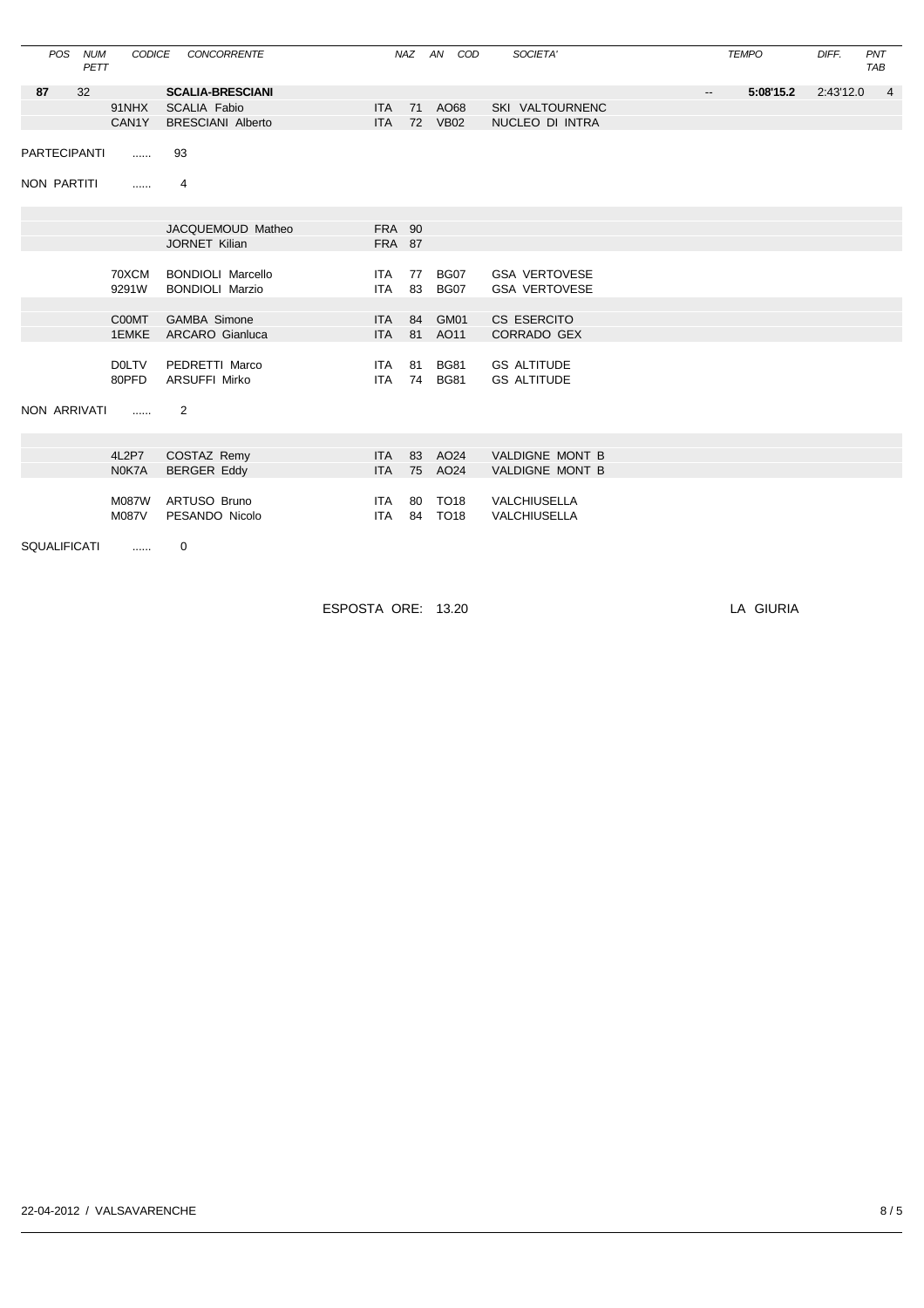| POS | NUM PETT | CODICE | CONCORRENTE | NAZ | AN | COD | SOCIETA' | | TEMPO | DIFF. | PNT TAB |
|---|---|---|---|---|---|---|---|---|---|---|---|
| **87** | 32 | | **SCALIA-BRESCIANI** | | | | | -- | **5:08'15.2** | 2:43'12.0 | 4 |
| | | 91NHX | SCALIA Fabio | ITA | 71 | AO68 | SKI VALTOURNENC | | | | |
| | | CAN1Y | BRESCIANI Alberto | ITA | 72 | VB02 | NUCLEO DI INTRA | | | | |

PARTECIPANTI ...... 93

NON PARTITI ...... 4

| | | | | | |
|---|---|---|---|---|---|
| | JACQUEMOUD Matheo | FRA | 90 | | |
| | JORNET Kilian | FRA | 87 | | |
| 70XCM | BONDIOLI Marcello | ITA | 77 | BG07 | GSA VERTOVESE |
| 9291W | BONDIOLI Marzio | ITA | 83 | BG07 | GSA VERTOVESE |
| C00MT | GAMBA Simone | ITA | 84 | GM01 | CS ESERCITO |
| 1EMKE | ARCARO Gianluca | ITA | 81 | AO11 | CORRADO GEX |
| D0LTV | PEDRETTI Marco | ITA | 81 | BG81 | GS ALTITUDE |
| 80PFD | ARSUFFI Mirko | ITA | 74 | BG81 | GS ALTITUDE |

NON ARRIVATI ...... 2

| | | | | | |
|---|---|---|---|---|---|
| 4L2P7 | COSTAZ Remy | ITA | 83 | AO24 | VALDIGNE MONT B |
| N0K7A | BERGER Eddy | ITA | 75 | AO24 | VALDIGNE MONT B |
| M087W | ARTUSO Bruno | ITA | 80 | TO18 | VALCHIUSELLA |
| M087V | PESANDO Nicolo | ITA | 84 | TO18 | VALCHIUSELLA |

SQUALIFICATI ...... 0

ESPOSTA ORE: 13.20

LA GIURIA

22-04-2012 / VALSAVARENCHE